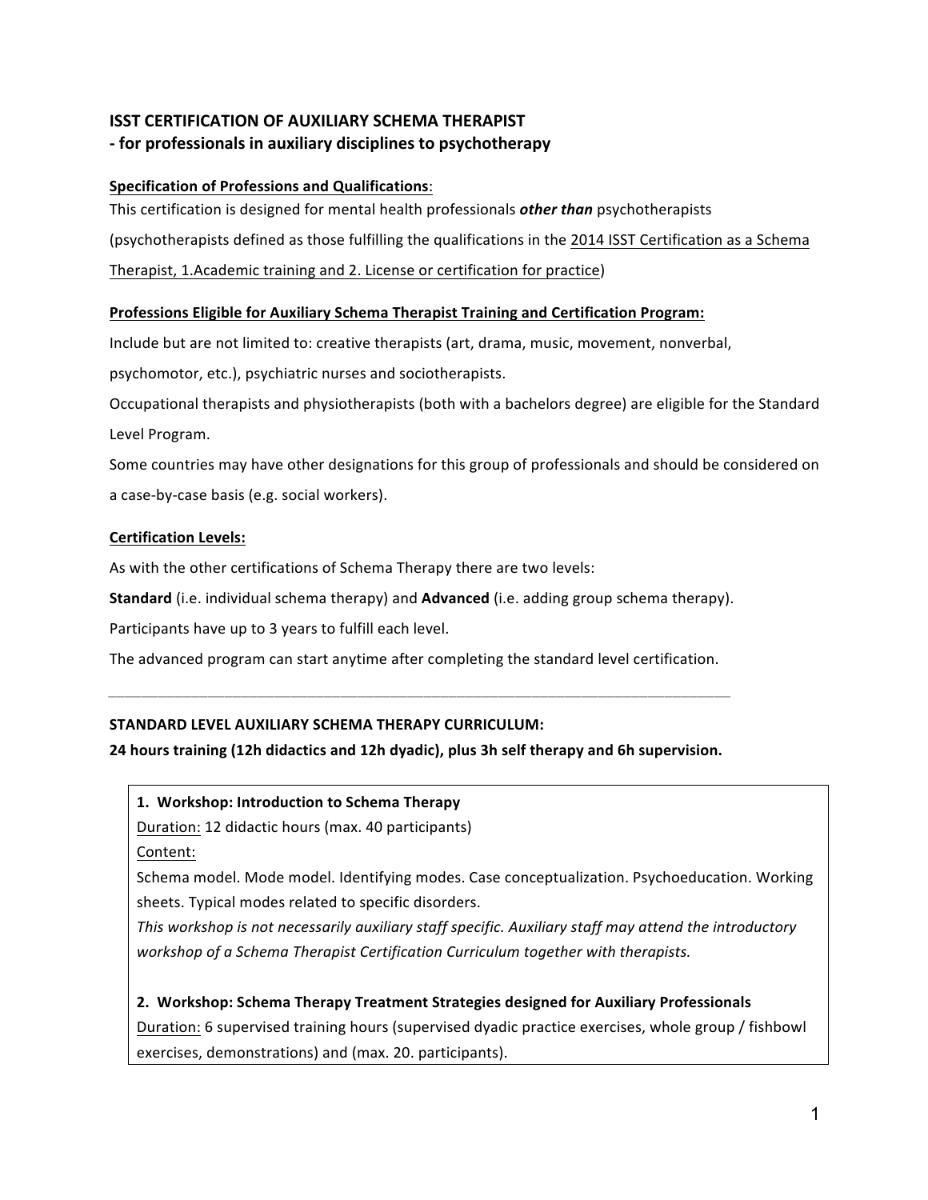## ISST CERTIFICATION OF AUXILIARY SCHEMA THERAPIST
## - for professionals in auxiliary disciplines to psychotherapy

**Specification of Professions and Qualifications**:

This certification is designed for mental health professionals ***other than*** psychotherapists (psychotherapists defined as those fulfilling the qualifications in the 2014 ISST Certification as a Schema Therapist, 1.Academic training and 2. License or certification for practice)

**Professions Eligible for Auxiliary Schema Therapist Training and Certification Program:**

Include but are not limited to: creative therapists (art, drama, music, movement, nonverbal, psychomotor, etc.), psychiatric nurses and sociotherapists.

Occupational therapists and physiotherapists (both with a bachelors degree) are eligible for the Standard Level Program.

Some countries may have other designations for this group of professionals and should be considered on a case-by-case basis (e.g. social workers).

**Certification Levels:**

As with the other certifications of Schema Therapy there are two levels:

**Standard** (i.e. individual schema therapy) and **Advanced** (i.e. adding group schema therapy).

Participants have up to 3 years to fulfill each level.

The advanced program can start anytime after completing the standard level certification.

---

**STANDARD LEVEL AUXILIARY SCHEMA THERAPY CURRICULUM:**
**24 hours training (12h didactics and 12h dyadic), plus 3h self therapy and 6h supervision.**

**1. Workshop: Introduction to Schema Therapy**

Duration: 12 didactic hours (max. 40 participants)

Content:

Schema model. Mode model. Identifying modes. Case conceptualization. Psychoeducation. Working sheets. Typical modes related to specific disorders.

*This workshop is not necessarily auxiliary staff specific. Auxiliary staff may attend the introductory workshop of a Schema Therapist Certification Curriculum together with therapists.*

**2. Workshop: Schema Therapy Treatment Strategies designed for Auxiliary Professionals**

Duration: 6 supervised training hours (supervised dyadic practice exercises, whole group / fishbowl exercises, demonstrations) and (max. 20. participants).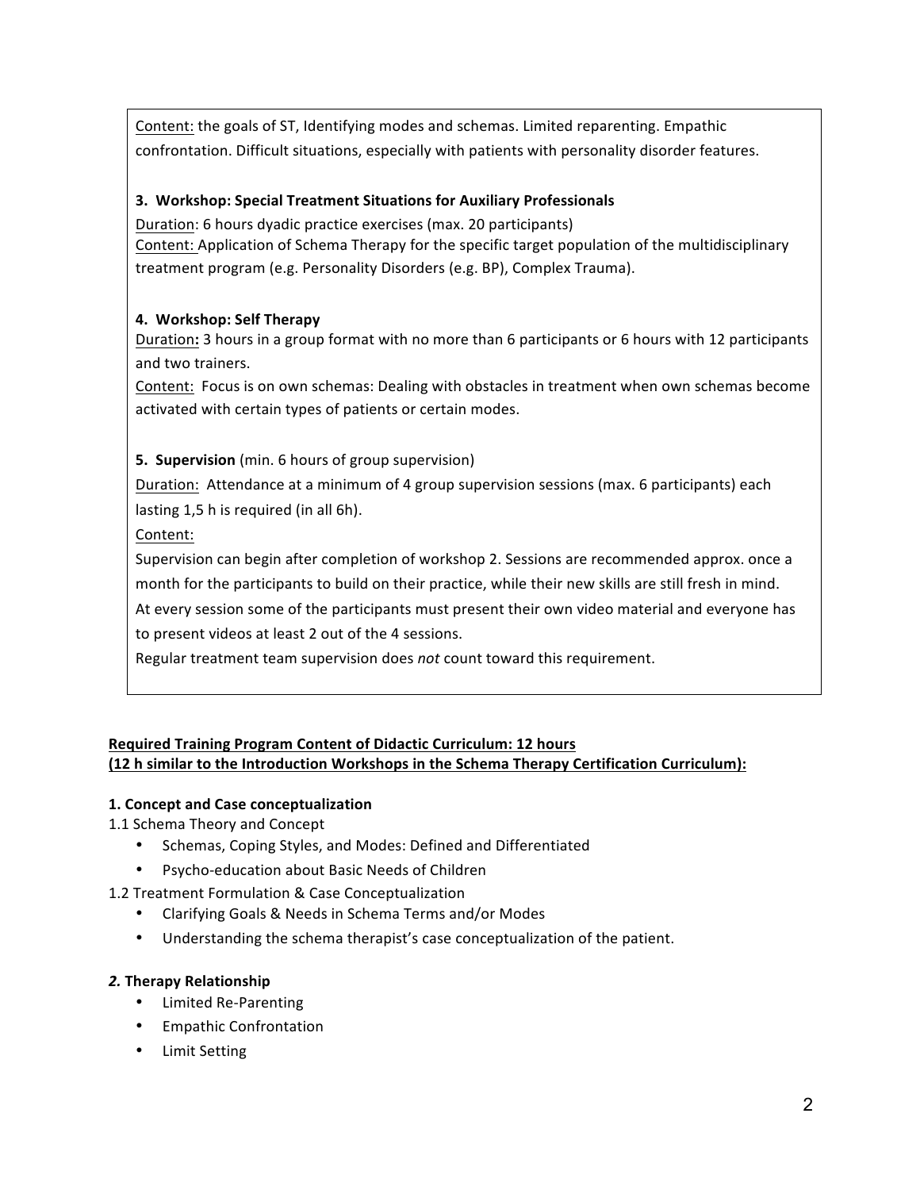Content: the goals of ST, Identifying modes and schemas. Limited reparenting. Empathic confrontation. Difficult situations, especially with patients with personality disorder features.

**3. Workshop: Special Treatment Situations for Auxiliary Professionals**

Duration: 6 hours dyadic practice exercises (max. 20 participants)

Content: Application of Schema Therapy for the specific target population of the multidisciplinary treatment program (e.g. Personality Disorders (e.g. BP), Complex Trauma).

**4. Workshop: Self Therapy**

Duration**:** 3 hours in a group format with no more than 6 participants or 6 hours with 12 participants and two trainers.

Content: Focus is on own schemas: Dealing with obstacles in treatment when own schemas become activated with certain types of patients or certain modes.

**5. Supervision** (min. 6 hours of group supervision)

Duration: Attendance at a minimum of 4 group supervision sessions (max. 6 participants) each lasting 1,5 h is required (in all 6h).

Content:

Supervision can begin after completion of workshop 2. Sessions are recommended approx. once a month for the participants to build on their practice, while their new skills are still fresh in mind.

At every session some of the participants must present their own video material and everyone has to present videos at least 2 out of the 4 sessions.

Regular treatment team supervision does *not* count toward this requirement.

**Required Training Program Content of Didactic Curriculum: 12 hours**
**(12 h similar to the Introduction Workshops in the Schema Therapy Certification Curriculum):**

**1. Concept and Case conceptualization**

1.1 Schema Theory and Concept

- Schemas, Coping Styles, and Modes: Defined and Differentiated
- Psycho-education about Basic Needs of Children

1.2 Treatment Formulation & Case Conceptualization

- Clarifying Goals & Needs in Schema Terms and/or Modes
- Understanding the schema therapist's case conceptualization of the patient.

***2.* Therapy Relationship**

- Limited Re-Parenting
- Empathic Confrontation
- Limit Setting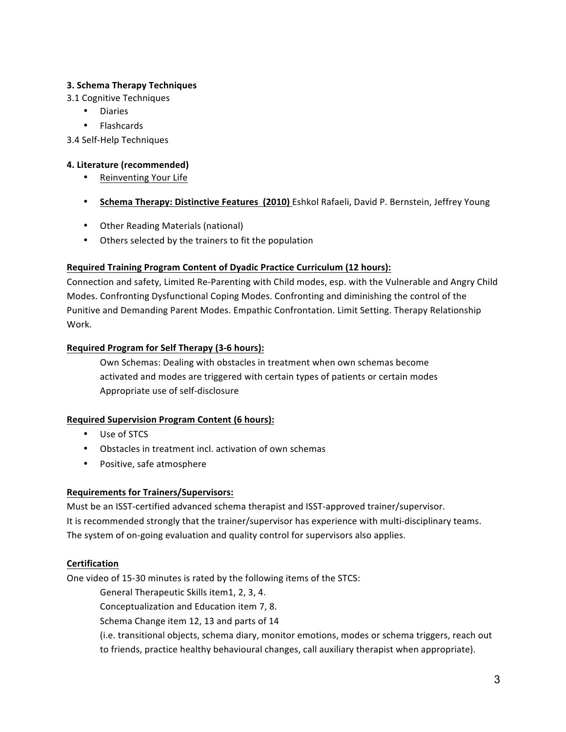**3. Schema Therapy Techniques**

3.1 Cognitive Techniques

- Diaries
- Flashcards

3.4 Self-Help Techniques

**4. Literature (recommended)**

- Reinventing Your Life
- **Schema Therapy: Distinctive Features (2010)** Eshkol Rafaeli, David P. Bernstein, Jeffrey Young
- Other Reading Materials (national)
- Others selected by the trainers to fit the population

**Required Training Program Content of Dyadic Practice Curriculum (12 hours):**

Connection and safety, Limited Re-Parenting with Child modes, esp. with the Vulnerable and Angry Child Modes. Confronting Dysfunctional Coping Modes. Confronting and diminishing the control of the Punitive and Demanding Parent Modes. Empathic Confrontation. Limit Setting. Therapy Relationship Work.

**Required Program for Self Therapy (3-6 hours):**

Own Schemas: Dealing with obstacles in treatment when own schemas become activated and modes are triggered with certain types of patients or certain modes
Appropriate use of self-disclosure

**Required Supervision Program Content (6 hours):**

- Use of STCS
- Obstacles in treatment incl. activation of own schemas
- Positive, safe atmosphere

**Requirements for Trainers/Supervisors:**

Must be an ISST-certified advanced schema therapist and ISST-approved trainer/supervisor.
It is recommended strongly that the trainer/supervisor has experience with multi-disciplinary teams.
The system of on-going evaluation and quality control for supervisors also applies.

**Certification**

One video of 15-30 minutes is rated by the following items of the STCS:

General Therapeutic Skills item1, 2, 3, 4.
Conceptualization and Education item 7, 8.
Schema Change item 12, 13 and parts of 14
(i.e. transitional objects, schema diary, monitor emotions, modes or schema triggers, reach out to friends, practice healthy behavioural changes, call auxiliary therapist when appropriate).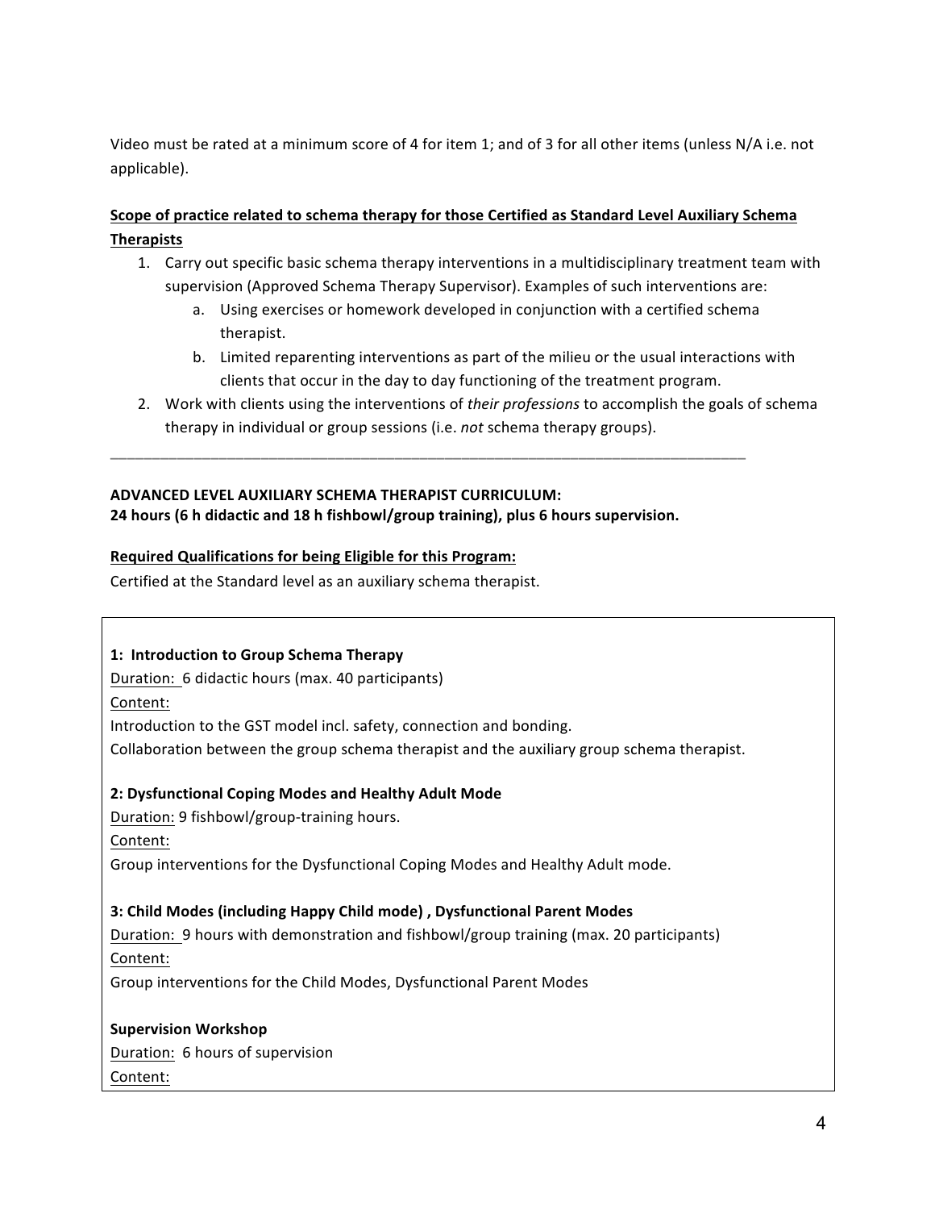Video must be rated at a minimum score of 4 for item 1; and of 3 for all other items (unless N/A i.e. not applicable).

**Scope of practice related to schema therapy for those Certified as Standard Level Auxiliary Schema Therapists**

1. Carry out specific basic schema therapy interventions in a multidisciplinary treatment team with supervision (Approved Schema Therapy Supervisor). Examples of such interventions are:
    a. Using exercises or homework developed in conjunction with a certified schema therapist.
    b. Limited reparenting interventions as part of the milieu or the usual interactions with clients that occur in the day to day functioning of the treatment program.
2. Work with clients using the interventions of *their professions* to accomplish the goals of schema therapy in individual or group sessions (i.e. *not* schema therapy groups).

---

**ADVANCED LEVEL AUXILIARY SCHEMA THERAPIST CURRICULUM:**
**24 hours (6 h didactic and 18 h fishbowl/group training), plus 6 hours supervision.**

**Required Qualifications for being Eligible for this Program:**

Certified at the Standard level as an auxiliary schema therapist.

**1: Introduction to Group Schema Therapy**

Duration: 6 didactic hours (max. 40 participants)

Content:

Introduction to the GST model incl. safety, connection and bonding.

Collaboration between the group schema therapist and the auxiliary group schema therapist.

**2: Dysfunctional Coping Modes and Healthy Adult Mode**

Duration: 9 fishbowl/group-training hours.

Content:

Group interventions for the Dysfunctional Coping Modes and Healthy Adult mode.

**3: Child Modes (including Happy Child mode) , Dysfunctional Parent Modes**

Duration: 9 hours with demonstration and fishbowl/group training (max. 20 participants)

Content:

Group interventions for the Child Modes, Dysfunctional Parent Modes

**Supervision Workshop**

Duration: 6 hours of supervision

Content: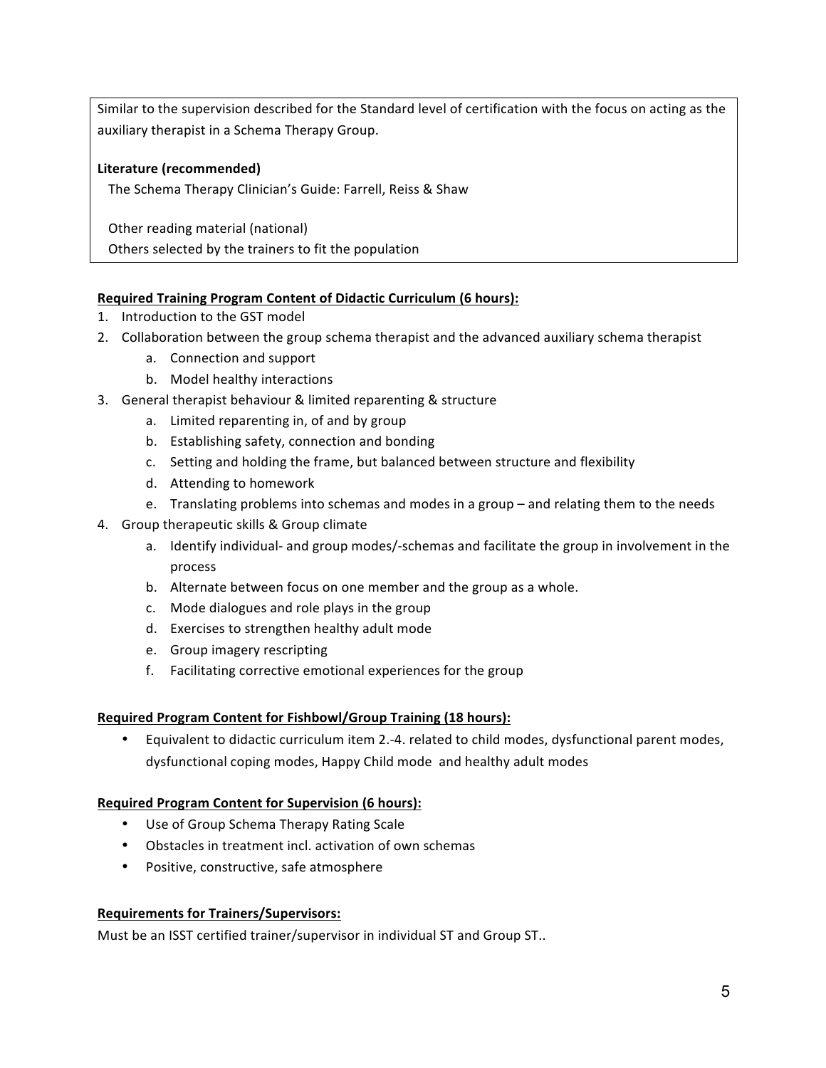Similar to the supervision described for the Standard level of certification with the focus on acting as the auxiliary therapist in a Schema Therapy Group.

**Literature (recommended)**

The Schema Therapy Clinician's Guide: Farrell, Reiss & Shaw

Other reading material (national)
Others selected by the trainers to fit the population

**Required Training Program Content of Didactic Curriculum (6 hours):**

1. Introduction to the GST model
2. Collaboration between the group schema therapist and the advanced auxiliary schema therapist
    a. Connection and support
    b. Model healthy interactions
3. General therapist behaviour & limited reparenting & structure
    a. Limited reparenting in, of and by group
    b. Establishing safety, connection and bonding
    c. Setting and holding the frame, but balanced between structure and flexibility
    d. Attending to homework
    e. Translating problems into schemas and modes in a group – and relating them to the needs
4. Group therapeutic skills & Group climate
    a. Identify individual- and group modes/-schemas and facilitate the group in involvement in the process
    b. Alternate between focus on one member and the group as a whole.
    c. Mode dialogues and role plays in the group
    d. Exercises to strengthen healthy adult mode
    e. Group imagery rescripting
    f. Facilitating corrective emotional experiences for the group

**Required Program Content for Fishbowl/Group Training (18 hours):**

- Equivalent to didactic curriculum item 2.-4. related to child modes, dysfunctional parent modes, dysfunctional coping modes, Happy Child mode and healthy adult modes

**Required Program Content for Supervision (6 hours):**

- Use of Group Schema Therapy Rating Scale
- Obstacles in treatment incl. activation of own schemas
- Positive, constructive, safe atmosphere

**Requirements for Trainers/Supervisors:**

Must be an ISST certified trainer/supervisor in individual ST and Group ST..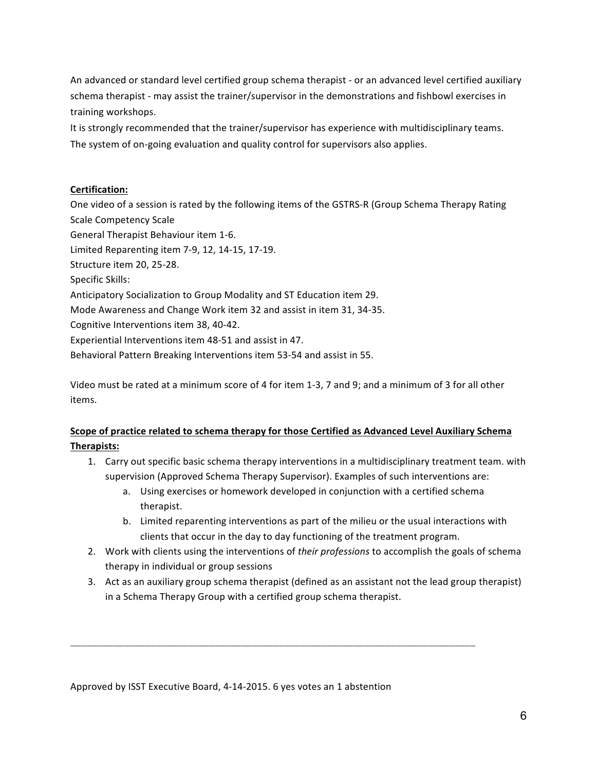An advanced or standard level certified group schema therapist - or an advanced level certified auxiliary schema therapist - may assist the trainer/supervisor in the demonstrations and fishbowl exercises in training workshops.
It is strongly recommended that the trainer/supervisor has experience with multidisciplinary teams.
The system of on-going evaluation and quality control for supervisors also applies.

**Certification:**

One video of a session is rated by the following items of the GSTRS-R (Group Schema Therapy Rating Scale Competency Scale
General Therapist Behaviour item 1-6.
Limited Reparenting item 7-9, 12, 14-15, 17-19.
Structure item 20, 25-28.
Specific Skills:
Anticipatory Socialization to Group Modality and ST Education item 29.
Mode Awareness and Change Work item 32 and assist in item 31, 34-35.
Cognitive Interventions item 38, 40-42.
Experiential Interventions item 48-51 and assist in 47.
Behavioral Pattern Breaking Interventions item 53-54 and assist in 55.

Video must be rated at a minimum score of 4 for item 1-3, 7 and 9; and a minimum of 3 for all other items.

**Scope of practice related to schema therapy for those Certified as Advanced Level Auxiliary Schema Therapists:**

1. Carry out specific basic schema therapy interventions in a multidisciplinary treatment team. with supervision (Approved Schema Therapy Supervisor). Examples of such interventions are:
    a. Using exercises or homework developed in conjunction with a certified schema therapist.
    b. Limited reparenting interventions as part of the milieu or the usual interactions with clients that occur in the day to day functioning of the treatment program.
2. Work with clients using the interventions of *their professions* to accomplish the goals of schema therapy in individual or group sessions
3. Act as an auxiliary group schema therapist (defined as an assistant not the lead group therapist) in a Schema Therapy Group with a certified group schema therapist.

---

Approved by ISST Executive Board, 4-14-2015. 6 yes votes an 1 abstention